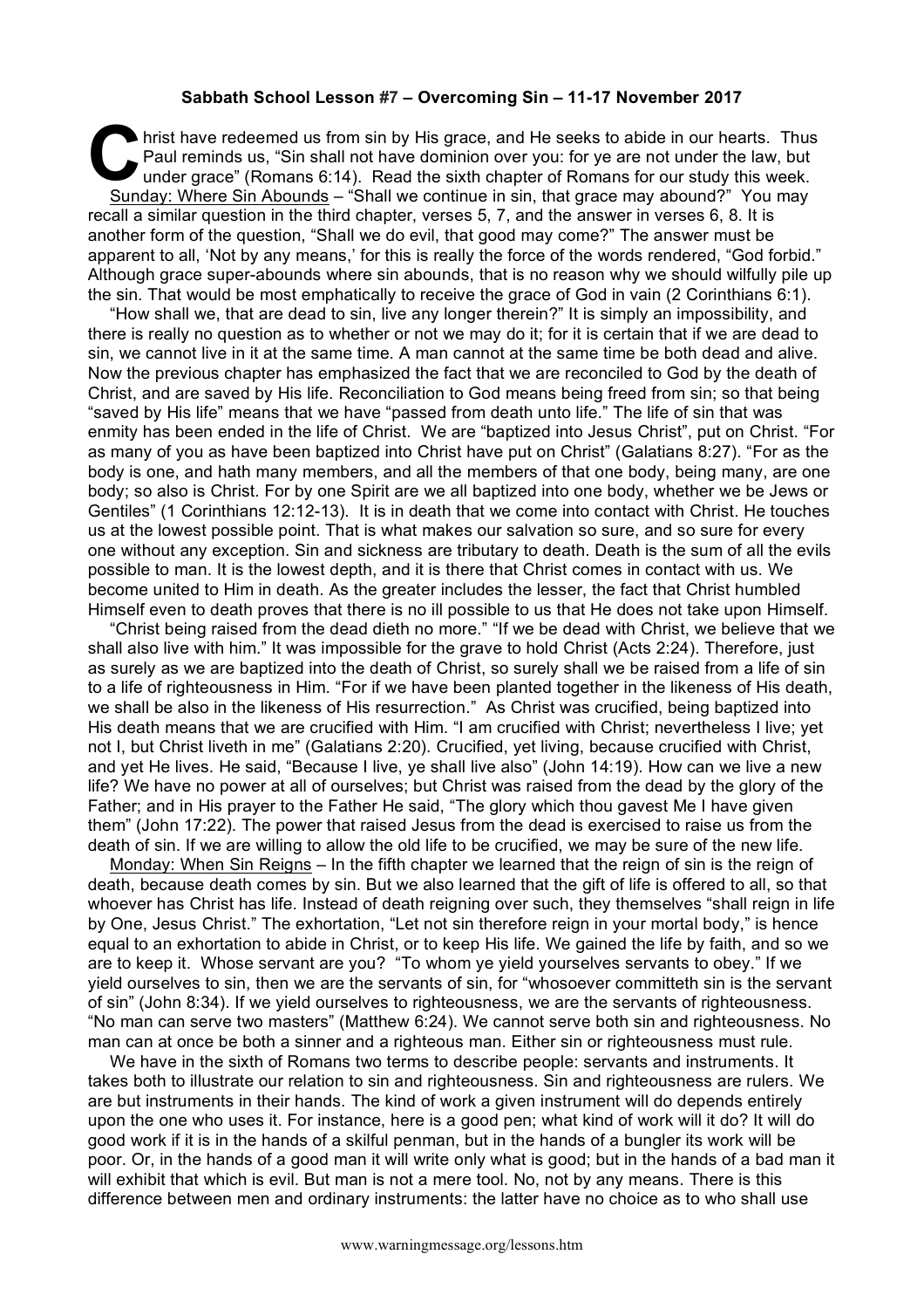**Sabbath School Lesson #7 – Overcoming Sin – 11-17 November 2017**

Christ have redeemed us from sin by His grace, and He seeks to abide in our hearts. Thus Paul reminds us, "Sin shall not have dominion over you: for ye are not under the law, but under grace" (Romans 6:14). Read the sixth chapter of Romans for our study this week.

Sunday: Where Sin Abounds – "Shall we continue in sin, that grace may abound?" You may recall a similar question in the third chapter, verses 5, 7, and the answer in verses 6, 8. It is another form of the question, "Shall we do evil, that good may come?" The answer must be apparent to all, 'Not by any means,' for this is really the force of the words rendered, "God forbid." Although grace super-abounds where sin abounds, that is no reason why we should wilfully pile up the sin. That would be most emphatically to receive the grace of God in vain (2 Corinthians 6:1).

"How shall we, that are dead to sin, live any longer therein?" It is simply an impossibility, and there is really no question as to whether or not we may do it; for it is certain that if we are dead to sin, we cannot live in it at the same time. A man cannot at the same time be both dead and alive. Now the previous chapter has emphasized the fact that we are reconciled to God by the death of Christ, and are saved by His life. Reconciliation to God means being freed from sin; so that being "saved by His life" means that we have "passed from death unto life." The life of sin that was enmity has been ended in the life of Christ. We are "baptized into Jesus Christ", put on Christ. "For as many of you as have been baptized into Christ have put on Christ" (Galatians 8:27). "For as the body is one, and hath many members, and all the members of that one body, being many, are one body; so also is Christ. For by one Spirit are we all baptized into one body, whether we be Jews or Gentiles" (1 Corinthians 12:12-13). It is in death that we come into contact with Christ. He touches us at the lowest possible point. That is what makes our salvation so sure, and so sure for every one without any exception. Sin and sickness are tributary to death. Death is the sum of all the evils possible to man. It is the lowest depth, and it is there that Christ comes in contact with us. We become united to Him in death. As the greater includes the lesser, the fact that Christ humbled Himself even to death proves that there is no ill possible to us that He does not take upon Himself.

"Christ being raised from the dead dieth no more." "If we be dead with Christ, we believe that we shall also live with him." It was impossible for the grave to hold Christ (Acts 2:24). Therefore, just as surely as we are baptized into the death of Christ, so surely shall we be raised from a life of sin to a life of righteousness in Him. "For if we have been planted together in the likeness of His death, we shall be also in the likeness of His resurrection." As Christ was crucified, being baptized into His death means that we are crucified with Him. "I am crucified with Christ; nevertheless I live; yet not I, but Christ liveth in me" (Galatians 2:20). Crucified, yet living, because crucified with Christ, and yet He lives. He said, "Because I live, ye shall live also" (John 14:19). How can we live a new life? We have no power at all of ourselves; but Christ was raised from the dead by the glory of the Father; and in His prayer to the Father He said, "The glory which thou gavest Me I have given them" (John 17:22). The power that raised Jesus from the dead is exercised to raise us from the death of sin. If we are willing to allow the old life to be crucified, we may be sure of the new life.

Monday: When Sin Reigns – In the fifth chapter we learned that the reign of sin is the reign of death, because death comes by sin. But we also learned that the gift of life is offered to all, so that whoever has Christ has life. Instead of death reigning over such, they themselves "shall reign in life by One, Jesus Christ." The exhortation, "Let not sin therefore reign in your mortal body," is hence equal to an exhortation to abide in Christ, or to keep His life. We gained the life by faith, and so we are to keep it. Whose servant are you? "To whom ye yield yourselves servants to obey." If we yield ourselves to sin, then we are the servants of sin, for "whosoever committeth sin is the servant of sin" (John 8:34). If we yield ourselves to righteousness, we are the servants of righteousness. "No man can serve two masters" (Matthew 6:24). We cannot serve both sin and righteousness. No man can at once be both a sinner and a righteous man. Either sin or righteousness must rule.

We have in the sixth of Romans two terms to describe people: servants and instruments. It takes both to illustrate our relation to sin and righteousness. Sin and righteousness are rulers. We are but instruments in their hands. The kind of work a given instrument will do depends entirely upon the one who uses it. For instance, here is a good pen; what kind of work will it do? It will do good work if it is in the hands of a skilful penman, but in the hands of a bungler its work will be poor. Or, in the hands of a good man it will write only what is good; but in the hands of a bad man it will exhibit that which is evil. But man is not a mere tool. No, not by any means. There is this difference between men and ordinary instruments: the latter have no choice as to who shall use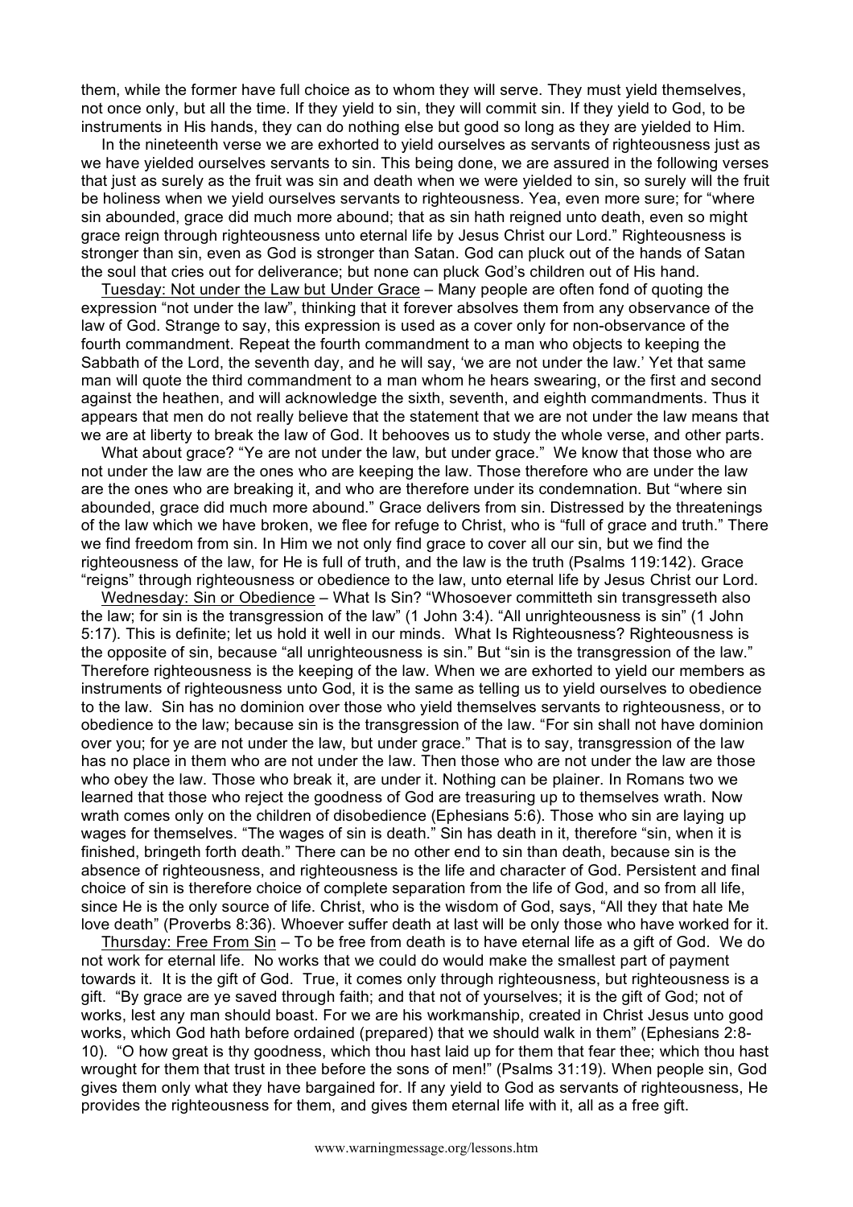them, while the former have full choice as to whom they will serve. They must yield themselves, not once only, but all the time. If they yield to sin, they will commit sin. If they yield to God, to be instruments in His hands, they can do nothing else but good so long as they are yielded to Him.

In the nineteenth verse we are exhorted to yield ourselves as servants of righteousness just as we have yielded ourselves servants to sin. This being done, we are assured in the following verses that just as surely as the fruit was sin and death when we were yielded to sin, so surely will the fruit be holiness when we yield ourselves servants to righteousness. Yea, even more sure; for "where sin abounded, grace did much more abound; that as sin hath reigned unto death, even so might grace reign through righteousness unto eternal life by Jesus Christ our Lord." Righteousness is stronger than sin, even as God is stronger than Satan. God can pluck out of the hands of Satan the soul that cries out for deliverance; but none can pluck God's children out of His hand.

Tuesday: Not under the Law but Under Grace – Many people are often fond of quoting the expression "not under the law", thinking that it forever absolves them from any observance of the law of God. Strange to say, this expression is used as a cover only for non-observance of the fourth commandment. Repeat the fourth commandment to a man who objects to keeping the Sabbath of the Lord, the seventh day, and he will say, 'we are not under the law.' Yet that same man will quote the third commandment to a man whom he hears swearing, or the first and second against the heathen, and will acknowledge the sixth, seventh, and eighth commandments. Thus it appears that men do not really believe that the statement that we are not under the law means that we are at liberty to break the law of God. It behooves us to study the whole verse, and other parts.

What about grace? "Ye are not under the law, but under grace." We know that those who are not under the law are the ones who are keeping the law. Those therefore who are under the law are the ones who are breaking it, and who are therefore under its condemnation. But "where sin abounded, grace did much more abound." Grace delivers from sin. Distressed by the threatenings of the law which we have broken, we flee for refuge to Christ, who is "full of grace and truth." There we find freedom from sin. In Him we not only find grace to cover all our sin, but we find the righteousness of the law, for He is full of truth, and the law is the truth (Psalms 119:142). Grace "reigns" through righteousness or obedience to the law, unto eternal life by Jesus Christ our Lord.

Wednesday: Sin or Obedience – What Is Sin? "Whosoever committeth sin transgresseth also the law; for sin is the transgression of the law" (1 John 3:4). "All unrighteousness is sin" (1 John 5:17). This is definite; let us hold it well in our minds. What Is Righteousness? Righteousness is the opposite of sin, because "all unrighteousness is sin." But "sin is the transgression of the law." Therefore righteousness is the keeping of the law. When we are exhorted to yield our members as instruments of righteousness unto God, it is the same as telling us to yield ourselves to obedience to the law. Sin has no dominion over those who yield themselves servants to righteousness, or to obedience to the law; because sin is the transgression of the law. "For sin shall not have dominion over you; for ye are not under the law, but under grace." That is to say, transgression of the law has no place in them who are not under the law. Then those who are not under the law are those who obey the law. Those who break it, are under it. Nothing can be plainer. In Romans two we learned that those who reject the goodness of God are treasuring up to themselves wrath. Now wrath comes only on the children of disobedience (Ephesians 5:6). Those who sin are laying up wages for themselves. "The wages of sin is death." Sin has death in it, therefore "sin, when it is finished, bringeth forth death." There can be no other end to sin than death, because sin is the absence of righteousness, and righteousness is the life and character of God. Persistent and final choice of sin is therefore choice of complete separation from the life of God, and so from all life, since He is the only source of life. Christ, who is the wisdom of God, says, "All they that hate Me love death" (Proverbs 8:36). Whoever suffer death at last will be only those who have worked for it.

Thursday: Free From Sin – To be free from death is to have eternal life as a gift of God. We do not work for eternal life. No works that we could do would make the smallest part of payment towards it. It is the gift of God. True, it comes only through righteousness, but righteousness is a gift. "By grace are ye saved through faith; and that not of yourselves; it is the gift of God; not of works, lest any man should boast. For we are his workmanship, created in Christ Jesus unto good works, which God hath before ordained (prepared) that we should walk in them" (Ephesians 2:8-10). "O how great is thy goodness, which thou hast laid up for them that fear thee; which thou hast wrought for them that trust in thee before the sons of men!" (Psalms 31:19). When people sin, God gives them only what they have bargained for. If any yield to God as servants of righteousness, He provides the righteousness for them, and gives them eternal life with it, all as a free gift.

www.warningmessage.org/lessons.htm